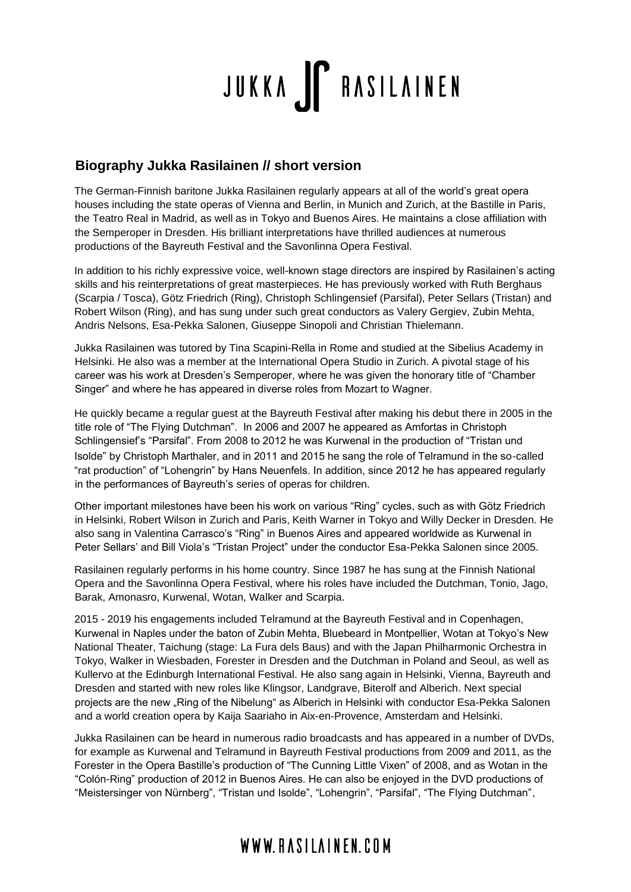# JUKKA RASILAINEN

## Biography Jukka Rasilainen // short version

The German-Finnish baritone Jukka Rasilainen regularly appears at all of the world's great opera houses including the state operas of Vienna and Berlin, in Munich and Zurich, at the Bastille in Paris, the Teatro Real in Madrid, as well as in Tokyo and Buenos Aires. He maintains a close affiliation with the Semperoper in Dresden. His brilliant interpretations have thrilled audiences at numerous productions of the Bayreuth Festival and the Savonlinna Opera Festival.

In addition to his richly expressive voice, well-known stage directors are inspired by Rasilainen's acting skills and his reinterpretations of great masterpieces. He has previously worked with Ruth Berghaus (Scarpia / Tosca), Götz Friedrich (Ring), Christoph Schlingensief (Parsifal), Peter Sellars (Tristan) and Robert Wilson (Ring), and has sung under such great conductors as Valery Gergiev, Zubin Mehta, Andris Nelsons, Esa-Pekka Salonen, Giuseppe Sinopoli and Christian Thielemann.

Jukka Rasilainen was tutored by Tina Scapini-Rella in Rome and studied at the Sibelius Academy in Helsinki. He also was a member at the International Opera Studio in Zurich. A pivotal stage of his career was his work at Dresden's Semperoper, where he was given the honorary title of "Chamber Singer" and where he has appeared in diverse roles from Mozart to Wagner.

He quickly became a regular guest at the Bayreuth Festival after making his debut there in 2005 in the title role of "The Flying Dutchman". In 2006 and 2007 he appeared as Amfortas in Christoph Schlingensief's "Parsifal". From 2008 to 2012 he was Kurwenal in the production of "Tristan und Isolde" by Christoph Marthaler, and in 2011 and 2015 he sang the role of Telramund in the so-called "rat production" of "Lohengrin" by Hans Neuenfels. In addition, since 2012 he has appeared regularly in the performances of Bayreuth's series of operas for children.

Other important milestones have been his work on various "Ring" cycles, such as with Götz Friedrich in Helsinki, Robert Wilson in Zurich and Paris, Keith Warner in Tokyo and Willy Decker in Dresden. He also sang in Valentina Carrasco's "Ring" in Buenos Aires and appeared worldwide as Kurwenal in Peter Sellars' and Bill Viola's "Tristan Project" under the conductor Esa-Pekka Salonen since 2005.

Rasilainen regularly performs in his home country. Since 1987 he has sung at the Finnish National Opera and the Savonlinna Opera Festival, where his roles have included the Dutchman, Tonio, Jago, Barak, Amonasro, Kurwenal, Wotan, Walker and Scarpia.

2015 - 2019 his engagements included Telramund at the Bayreuth Festival and in Copenhagen, Kurwenal in Naples under the baton of Zubin Mehta, Bluebeard in Montpellier, Wotan at Tokyo's New National Theater, Taichung (stage: La Fura dels Baus) and with the Japan Philharmonic Orchestra in Tokyo, Walker in Wiesbaden, Forester in Dresden and the Dutchman in Poland and Seoul, as well as Kullervo at the Edinburgh International Festival. He also sang again in Helsinki, Vienna, Bayreuth and Dresden and started with new roles like Klingsor, Landgrave, Biterolf and Alberich. Next special projects are the new „Ring of the Nibelung" as Alberich in Helsinki with conductor Esa-Pekka Salonen and a world creation opera by Kaija Saariaho in Aix-en-Provence, Amsterdam and Helsinki.

Jukka Rasilainen can be heard in numerous radio broadcasts and has appeared in a number of DVDs, for example as Kurwenal and Telramund in Bayreuth Festival productions from 2009 and 2011, as the Forester in the Opera Bastille's production of "The Cunning Little Vixen" of 2008, and as Wotan in the "Colón-Ring" production of 2012 in Buenos Aires. He can also be enjoyed in the DVD productions of "Meistersinger von Nürnberg", "Tristan und Isolde", "Lohengrin", "Parsifal", "The Flying Dutchman",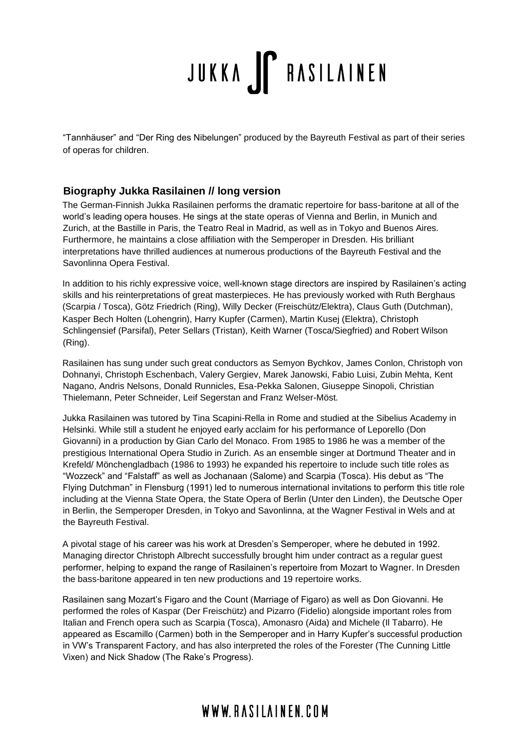“Tannhäuser” and “Der Ring des Nibelungen” produced by the Bayreuth Festival as part of their series of operas for children.

## Biography Jukka Rasilainen // long version

The German-Finnish Jukka Rasilainen performs the dramatic repertoire for bass-baritone at all of the world’s leading opera houses. He sings at the state operas of Vienna and Berlin, in Munich and Zurich, at the Bastille in Paris, the Teatro Real in Madrid, as well as in Tokyo and Buenos Aires. Furthermore, he maintains a close affiliation with the Semperoper in Dresden. His brilliant interpretations have thrilled audiences at numerous productions of the Bayreuth Festival and the Savonlinna Opera Festival.

In addition to his richly expressive voice, well-known stage directors are inspired by Rasilainen’s acting skills and his reinterpretations of great masterpieces. He has previously worked with Ruth Berghaus (Scarpia / Tosca), Götz Friedrich (Ring), Willy Decker (Freischütz/Elektra), Claus Guth (Dutchman), Kasper Bech Holten (Lohengrin), Harry Kupfer (Carmen), Martin Kusej (Elektra), Christoph Schlingensief (Parsifal), Peter Sellars (Tristan), Keith Warner (Tosca/Siegfried) and Robert Wilson (Ring).

Rasilainen has sung under such great conductors as Semyon Bychkov, James Conlon, Christoph von Dohnanyi, Christoph Eschenbach, Valery Gergiev, Marek Janowski, Fabio Luisi, Zubin Mehta, Kent Nagano, Andris Nelsons, Donald Runnicles, Esa-Pekka Salonen, Giuseppe Sinopoli, Christian Thielemann, Peter Schneider, Leif Segerstan and Franz Welser-Möst.

Jukka Rasilainen was tutored by Tina Scapini-Rella in Rome and studied at the Sibelius Academy in Helsinki. While still a student he enjoyed early acclaim for his performance of Leporello (Don Giovanni) in a production by Gian Carlo del Monaco. From 1985 to 1986 he was a member of the prestigious International Opera Studio in Zurich. As an ensemble singer at Dortmund Theater and in Krefeld/ Mönchengladbach (1986 to 1993) he expanded his repertoire to include such title roles as “Wozzeck” and “Falstaff” as well as Jochanaan (Salome) and Scarpia (Tosca). His debut as “The Flying Dutchman” in Flensburg (1991) led to numerous international invitations to perform this title role including at the Vienna State Opera, the State Opera of Berlin (Unter den Linden), the Deutsche Oper in Berlin, the Semperoper Dresden, in Tokyo and Savonlinna, at the Wagner Festival in Wels and at the Bayreuth Festival.

A pivotal stage of his career was his work at Dresden’s Semperoper, where he debuted in 1992. Managing director Christoph Albrecht successfully brought him under contract as a regular guest performer, helping to expand the range of Rasilainen’s repertoire from Mozart to Wagner. In Dresden the bass-baritone appeared in ten new productions and 19 repertoire works.

Rasilainen sang Mozart’s Figaro and the Count (Marriage of Figaro) as well as Don Giovanni. He performed the roles of Kaspar (Der Freischütz) and Pizarro (Fidelio) alongside important roles from Italian and French opera such as Scarpia (Tosca), Amonasro (Aida) and Michele (Il Tabarro). He appeared as Escamillo (Carmen) both in the Semperoper and in Harry Kupfer’s successful production in VW’s Transparent Factory, and has also interpreted the roles of the Forester (The Cunning Little Vixen) and Nick Shadow (The Rake’s Progress).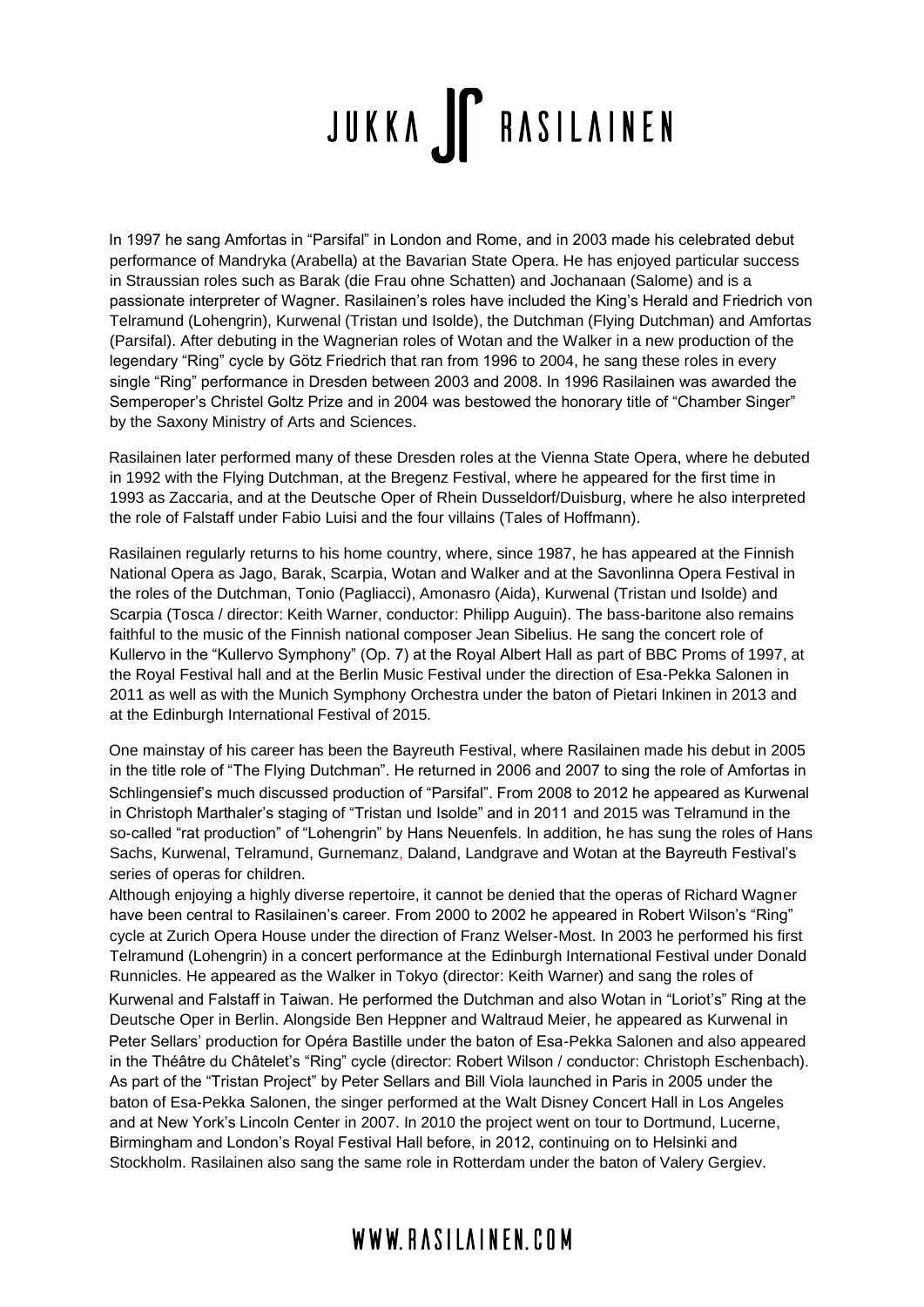In 1997 he sang Amfortas in "Parsifal" in London and Rome, and in 2003 made his celebrated debut performance of Mandryka (Arabella) at the Bavarian State Opera. He has enjoyed particular success in Straussian roles such as Barak (die Frau ohne Schatten) and Jochanaan (Salome) and is a passionate interpreter of Wagner. Rasilainen's roles have included the King's Herald and Friedrich von Telramund (Lohengrin), Kurwenal (Tristan und Isolde), the Dutchman (Flying Dutchman) and Amfortas (Parsifal). After debuting in the Wagnerian roles of Wotan and the Walker in a new production of the legendary "Ring" cycle by Götz Friedrich that ran from 1996 to 2004, he sang these roles in every single "Ring" performance in Dresden between 2003 and 2008. In 1996 Rasilainen was awarded the Semperoper's Christel Goltz Prize and in 2004 was bestowed the honorary title of "Chamber Singer" by the Saxony Ministry of Arts and Sciences.

Rasilainen later performed many of these Dresden roles at the Vienna State Opera, where he debuted in 1992 with the Flying Dutchman, at the Bregenz Festival, where he appeared for the first time in 1993 as Zaccaria, and at the Deutsche Oper of Rhein Dusseldorf/Duisburg, where he also interpreted the role of Falstaff under Fabio Luisi and the four villains (Tales of Hoffmann).

Rasilainen regularly returns to his home country, where, since 1987, he has appeared at the Finnish National Opera as Jago, Barak, Scarpia, Wotan and Walker and at the Savonlinna Opera Festival in the roles of the Dutchman, Tonio (Pagliacci), Amonasro (Aida), Kurwenal (Tristan und Isolde) and Scarpia (Tosca / director: Keith Warner, conductor: Philipp Auguin). The bass-baritone also remains faithful to the music of the Finnish national composer Jean Sibelius. He sang the concert role of Kullervo in the "Kullervo Symphony" (Op. 7) at the Royal Albert Hall as part of BBC Proms of 1997, at the Royal Festival hall and at the Berlin Music Festival under the direction of Esa-Pekka Salonen in 2011 as well as with the Munich Symphony Orchestra under the baton of Pietari Inkinen in 2013 and at the Edinburgh International Festival of 2015.

One mainstay of his career has been the Bayreuth Festival, where Rasilainen made his debut in 2005 in the title role of "The Flying Dutchman". He returned in 2006 and 2007 to sing the role of Amfortas in Schlingensief's much discussed production of "Parsifal". From 2008 to 2012 he appeared as Kurwenal in Christoph Marthaler's staging of "Tristan und Isolde" and in 2011 and 2015 was Telramund in the so-called "rat production" of "Lohengrin" by Hans Neuenfels. In addition, he has sung the roles of Hans Sachs, Kurwenal, Telramund, Gurnemanz, Daland, Landgrave and Wotan at the Bayreuth Festival's series of operas for children.

Although enjoying a highly diverse repertoire, it cannot be denied that the operas of Richard Wagner have been central to Rasilainen's career. From 2000 to 2002 he appeared in Robert Wilson's "Ring" cycle at Zurich Opera House under the direction of Franz Welser-Most. In 2003 he performed his first Telramund (Lohengrin) in a concert performance at the Edinburgh International Festival under Donald Runnicles. He appeared as the Walker in Tokyo (director: Keith Warner) and sang the roles of Kurwenal and Falstaff in Taiwan. He performed the Dutchman and also Wotan in "Loriot's" Ring at the Deutsche Oper in Berlin. Alongside Ben Heppner and Waltraud Meier, he appeared as Kurwenal in Peter Sellars' production for Opéra Bastille under the baton of Esa-Pekka Salonen and also appeared in the Théâtre du Châtelet's "Ring" cycle (director: Robert Wilson / conductor: Christoph Eschenbach). As part of the "Tristan Project" by Peter Sellars and Bill Viola launched in Paris in 2005 under the baton of Esa-Pekka Salonen, the singer performed at the Walt Disney Concert Hall in Los Angeles and at New York's Lincoln Center in 2007. In 2010 the project went on tour to Dortmund, Lucerne, Birmingham and London's Royal Festival Hall before, in 2012, continuing on to Helsinki and Stockholm. Rasilainen also sang the same role in Rotterdam under the baton of Valery Gergiev.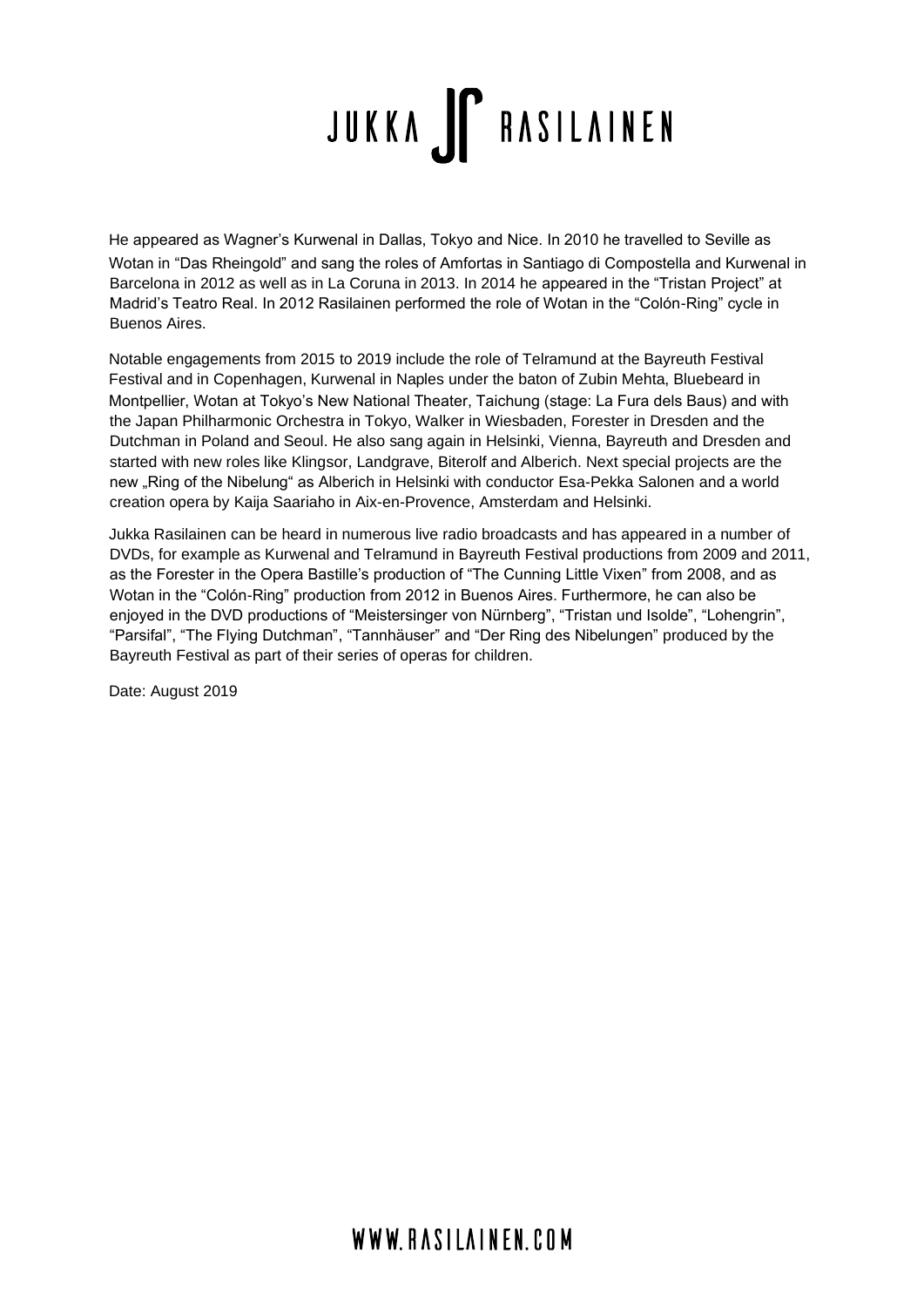He appeared as Wagner's Kurwenal in Dallas, Tokyo and Nice. In 2010 he travelled to Seville as Wotan in "Das Rheingold" and sang the roles of Amfortas in Santiago di Compostella and Kurwenal in Barcelona in 2012 as well as in La Coruna in 2013. In 2014 he appeared in the "Tristan Project" at Madrid's Teatro Real. In 2012 Rasilainen performed the role of Wotan in the "Colón-Ring" cycle in Buenos Aires.

Notable engagements from 2015 to 2019 include the role of Telramund at the Bayreuth Festival Festival and in Copenhagen, Kurwenal in Naples under the baton of Zubin Mehta, Bluebeard in Montpellier, Wotan at Tokyo's New National Theater, Taichung (stage: La Fura dels Baus) and with the Japan Philharmonic Orchestra in Tokyo, Walker in Wiesbaden, Forester in Dresden and the Dutchman in Poland and Seoul. He also sang again in Helsinki, Vienna, Bayreuth and Dresden and started with new roles like Klingsor, Landgrave, Biterolf and Alberich. Next special projects are the new „Ring of the Nibelung" as Alberich in Helsinki with conductor Esa-Pekka Salonen and a world creation opera by Kaija Saariaho in Aix-en-Provence, Amsterdam and Helsinki.

Jukka Rasilainen can be heard in numerous live radio broadcasts and has appeared in a number of DVDs, for example as Kurwenal and Telramund in Bayreuth Festival productions from 2009 and 2011, as the Forester in the Opera Bastille's production of "The Cunning Little Vixen" from 2008, and as Wotan in the "Colón-Ring" production from 2012 in Buenos Aires. Furthermore, he can also be enjoyed in the DVD productions of "Meistersinger von Nürnberg", "Tristan und Isolde", "Lohengrin", "Parsifal", "The Flying Dutchman", "Tannhäuser" and "Der Ring des Nibelungen" produced by the Bayreuth Festival as part of their series of operas for children.

Date: August 2019